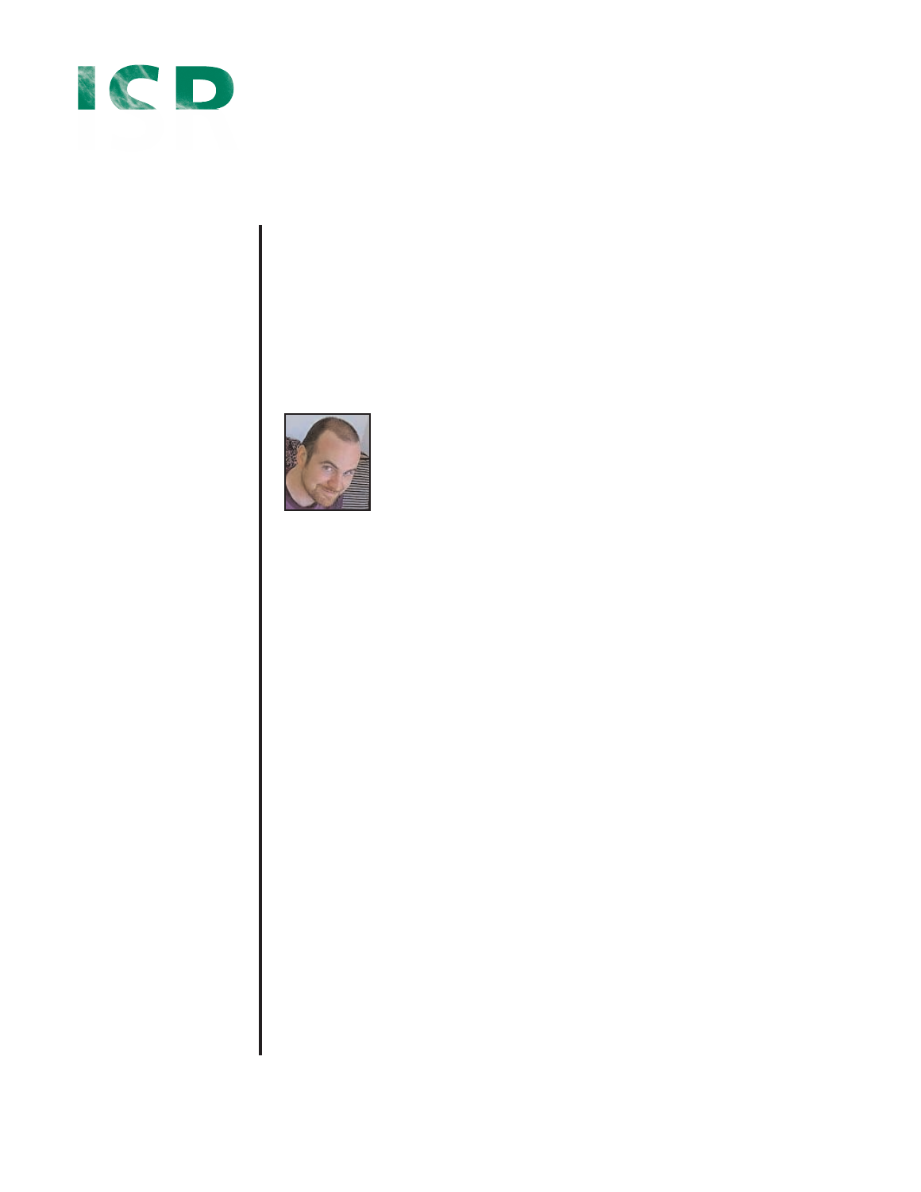ISD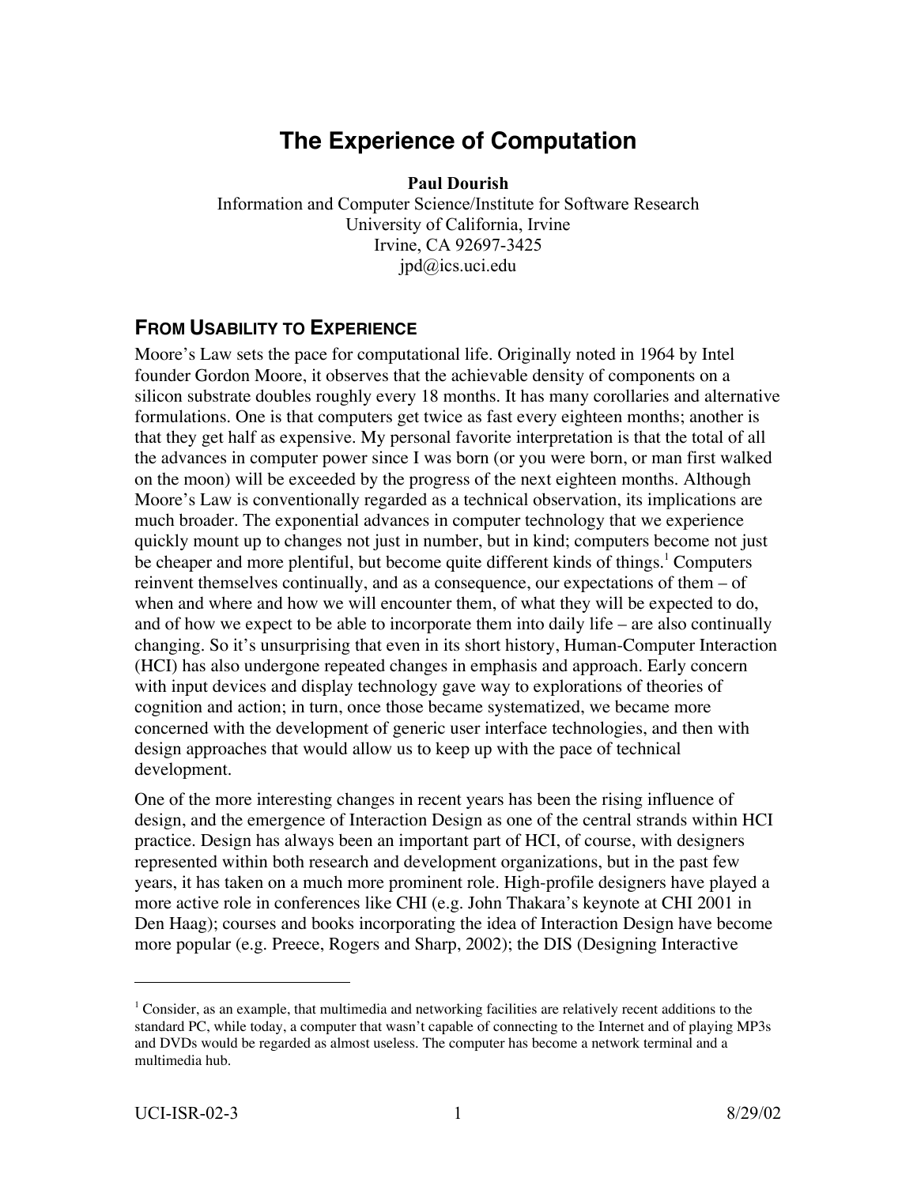// The Experience of Computation

**Paul Dourish**
Information and Computer Science/Institute for Software Research
University of California, Irvine
Irvine, CA 92697-3425
jpd@ics.uci.edu

## From Usability to Experience

Moore's Law sets the pace for computational life. Originally noted in 1964 by Intel founder Gordon Moore, it observes that the achievable density of components on a silicon substrate doubles roughly every 18 months. It has many corollaries and alternative formulations. One is that computers get twice as fast every eighteen months; another is that they get half as expensive. My personal favorite interpretation is that the total of all the advances in computer power since I was born (or you were born, or man first walked on the moon) will be exceeded by the progress of the next eighteen months. Although Moore's Law is conventionally regarded as a technical observation, its implications are much broader. The exponential advances in computer technology that we experience quickly mount up to changes not just in number, but in kind; computers become not just be cheaper and more plentiful, but become quite different kinds of things.[1] Computers reinvent themselves continually, and as a consequence, our expectations of them – of when and where and how we will encounter them, of what they will be expected to do, and of how we expect to be able to incorporate them into daily life – are also continually changing. So it's unsurprising that even in its short history, Human-Computer Interaction (HCI) has also undergone repeated changes in emphasis and approach. Early concern with input devices and display technology gave way to explorations of theories of cognition and action; in turn, once those became systematized, we became more concerned with the development of generic user interface technologies, and then with design approaches that would allow us to keep up with the pace of technical development.

One of the more interesting changes in recent years has been the rising influence of design, and the emergence of Interaction Design as one of the central strands within HCI practice. Design has always been an important part of HCI, of course, with designers represented within both research and development organizations, but in the past few years, it has taken on a much more prominent role. High-profile designers have played a more active role in conferences like CHI (e.g. John Thakara's keynote at CHI 2001 in Den Haag); courses and books incorporating the idea of Interaction Design have become more popular (e.g. Preece, Rogers and Sharp, 2002); the DIS (Designing Interactive

[1] Consider, as an example, that multimedia and networking facilities are relatively recent additions to the standard PC, while today, a computer that wasn't capable of connecting to the Internet and of playing MP3s and DVDs would be regarded as almost useless. The computer has become a network terminal and a multimedia hub.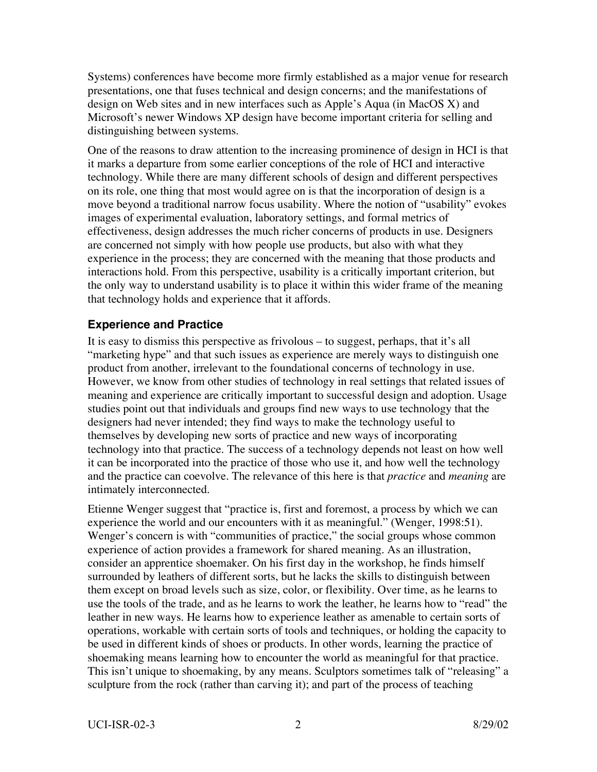Systems) conferences have become more firmly established as a major venue for research presentations, one that fuses technical and design concerns; and the manifestations of design on Web sites and in new interfaces such as Apple's Aqua (in MacOS X) and Microsoft's newer Windows XP design have become important criteria for selling and distinguishing between systems.

One of the reasons to draw attention to the increasing prominence of design in HCI is that it marks a departure from some earlier conceptions of the role of HCI and interactive technology. While there are many different schools of design and different perspectives on its role, one thing that most would agree on is that the incorporation of design is a move beyond a traditional narrow focus usability. Where the notion of "usability" evokes images of experimental evaluation, laboratory settings, and formal metrics of effectiveness, design addresses the much richer concerns of products in use. Designers are concerned not simply with how people use products, but also with what they experience in the process; they are concerned with the meaning that those products and interactions hold. From this perspective, usability is a critically important criterion, but the only way to understand usability is to place it within this wider frame of the meaning that technology holds and experience that it affords.

### Experience and Practice

It is easy to dismiss this perspective as frivolous – to suggest, perhaps, that it's all "marketing hype" and that such issues as experience are merely ways to distinguish one product from another, irrelevant to the foundational concerns of technology in use. However, we know from other studies of technology in real settings that related issues of meaning and experience are critically important to successful design and adoption. Usage studies point out that individuals and groups find new ways to use technology that the designers had never intended; they find ways to make the technology useful to themselves by developing new sorts of practice and new ways of incorporating technology into that practice. The success of a technology depends not least on how well it can be incorporated into the practice of those who use it, and how well the technology and the practice can coevolve. The relevance of this here is that *practice* and *meaning* are intimately interconnected.

Etienne Wenger suggest that "practice is, first and foremost, a process by which we can experience the world and our encounters with it as meaningful." (Wenger, 1998:51). Wenger's concern is with "communities of practice," the social groups whose common experience of action provides a framework for shared meaning. As an illustration, consider an apprentice shoemaker. On his first day in the workshop, he finds himself surrounded by leathers of different sorts, but he lacks the skills to distinguish between them except on broad levels such as size, color, or flexibility. Over time, as he learns to use the tools of the trade, and as he learns to work the leather, he learns how to "read" the leather in new ways. He learns how to experience leather as amenable to certain sorts of operations, workable with certain sorts of tools and techniques, or holding the capacity to be used in different kinds of shoes or products. In other words, learning the practice of shoemaking means learning how to encounter the world as meaningful for that practice. This isn't unique to shoemaking, by any means. Sculptors sometimes talk of "releasing" a sculpture from the rock (rather than carving it); and part of the process of teaching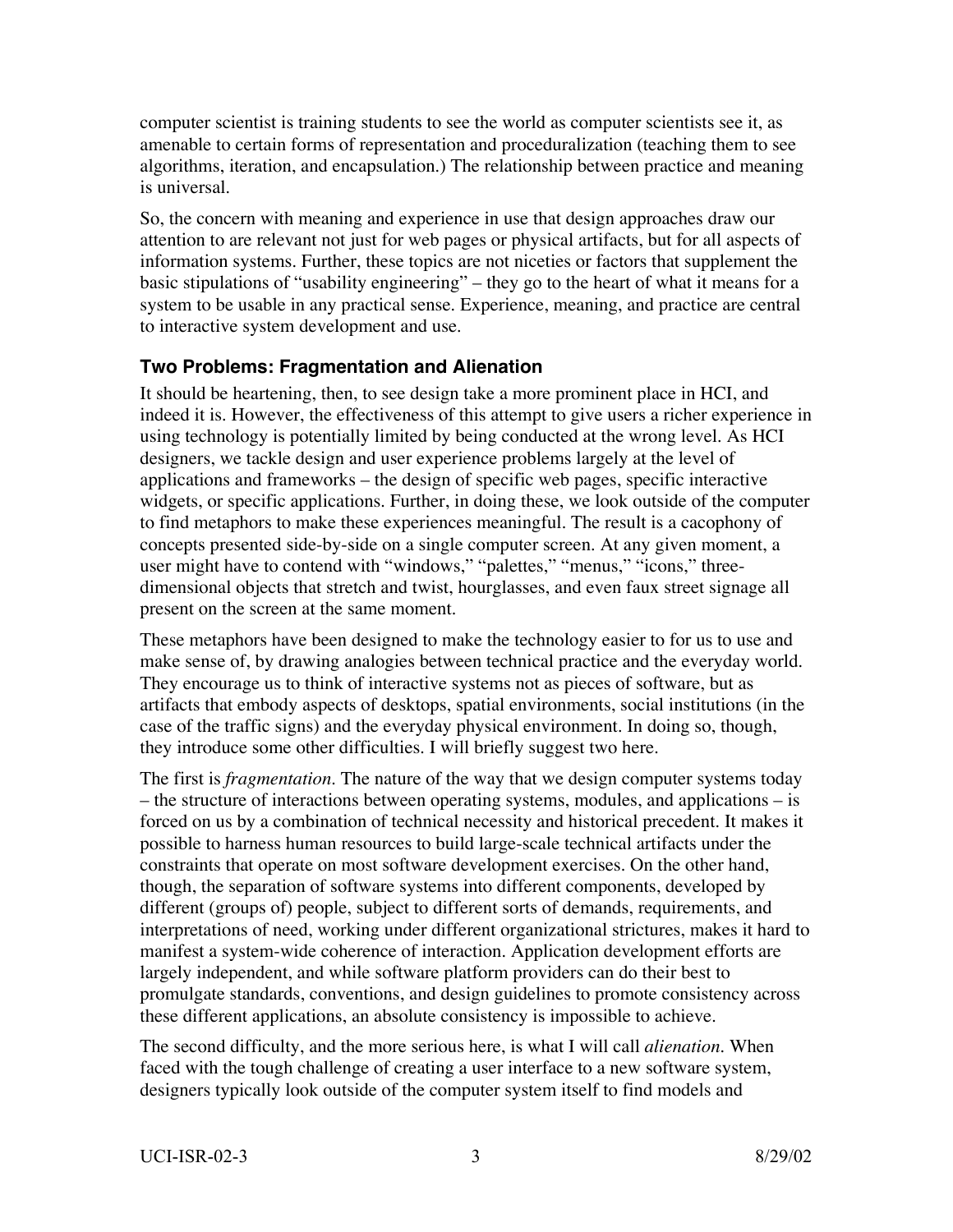computer scientist is training students to see the world as computer scientists see it, as amenable to certain forms of representation and proceduralization (teaching them to see algorithms, iteration, and encapsulation.) The relationship between practice and meaning is universal.

So, the concern with meaning and experience in use that design approaches draw our attention to are relevant not just for web pages or physical artifacts, but for all aspects of information systems. Further, these topics are not niceties or factors that supplement the basic stipulations of "usability engineering" – they go to the heart of what it means for a system to be usable in any practical sense. Experience, meaning, and practice are central to interactive system development and use.

## Two Problems: Fragmentation and Alienation

It should be heartening, then, to see design take a more prominent place in HCI, and indeed it is. However, the effectiveness of this attempt to give users a richer experience in using technology is potentially limited by being conducted at the wrong level. As HCI designers, we tackle design and user experience problems largely at the level of applications and frameworks – the design of specific web pages, specific interactive widgets, or specific applications. Further, in doing these, we look outside of the computer to find metaphors to make these experiences meaningful. The result is a cacophony of concepts presented side-by-side on a single computer screen. At any given moment, a user might have to contend with "windows," "palettes," "menus," "icons," three-dimensional objects that stretch and twist, hourglasses, and even faux street signage all present on the screen at the same moment.

These metaphors have been designed to make the technology easier to for us to use and make sense of, by drawing analogies between technical practice and the everyday world. They encourage us to think of interactive systems not as pieces of software, but as artifacts that embody aspects of desktops, spatial environments, social institutions (in the case of the traffic signs) and the everyday physical environment. In doing so, though, they introduce some other difficulties. I will briefly suggest two here.

The first is *fragmentation*. The nature of the way that we design computer systems today – the structure of interactions between operating systems, modules, and applications – is forced on us by a combination of technical necessity and historical precedent. It makes it possible to harness human resources to build large-scale technical artifacts under the constraints that operate on most software development exercises. On the other hand, though, the separation of software systems into different components, developed by different (groups of) people, subject to different sorts of demands, requirements, and interpretations of need, working under different organizational strictures, makes it hard to manifest a system-wide coherence of interaction. Application development efforts are largely independent, and while software platform providers can do their best to promulgate standards, conventions, and design guidelines to promote consistency across these different applications, an absolute consistency is impossible to achieve.

The second difficulty, and the more serious here, is what I will call *alienation*. When faced with the tough challenge of creating a user interface to a new software system, designers typically look outside of the computer system itself to find models and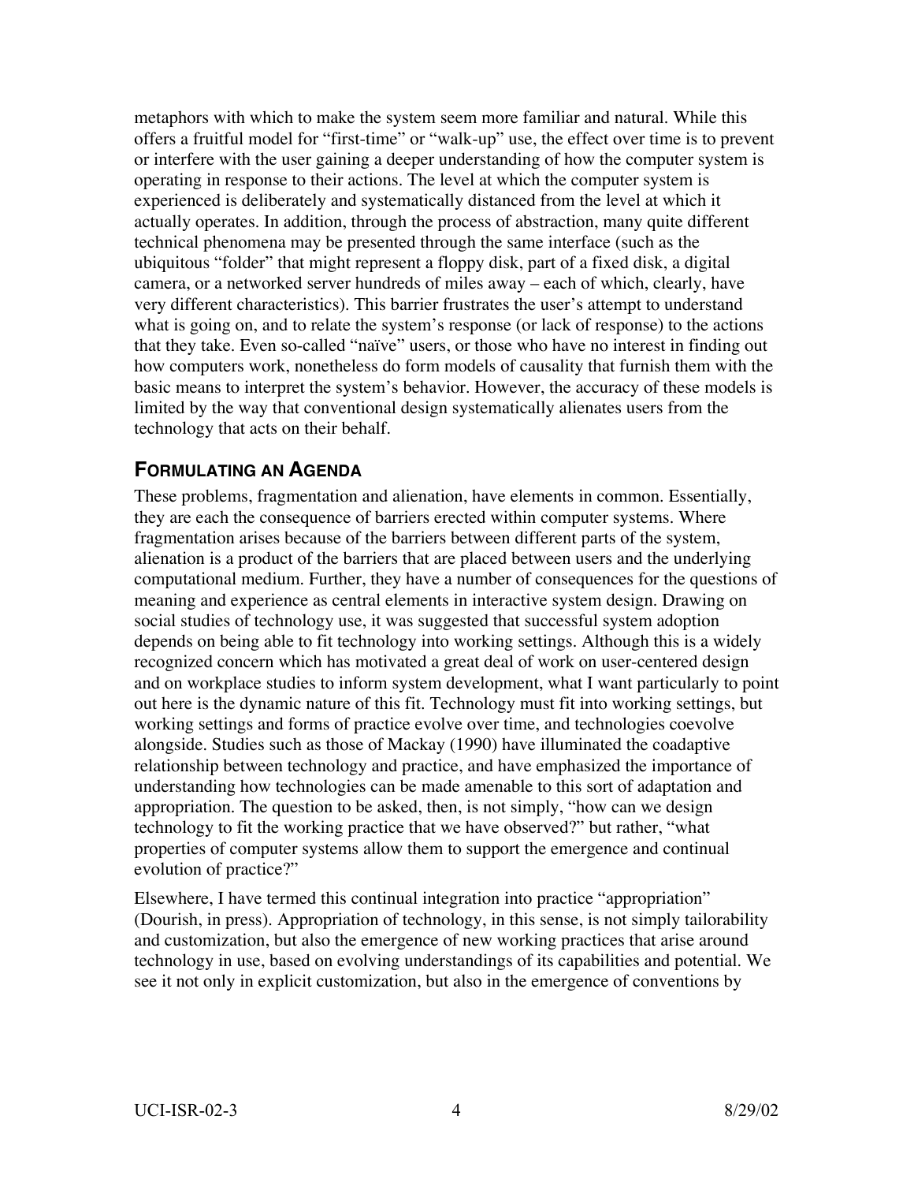metaphors with which to make the system seem more familiar and natural. While this offers a fruitful model for "first-time" or "walk-up" use, the effect over time is to prevent or interfere with the user gaining a deeper understanding of how the computer system is operating in response to their actions. The level at which the computer system is experienced is deliberately and systematically distanced from the level at which it actually operates. In addition, through the process of abstraction, many quite different technical phenomena may be presented through the same interface (such as the ubiquitous "folder" that might represent a floppy disk, part of a fixed disk, a digital camera, or a networked server hundreds of miles away – each of which, clearly, have very different characteristics). This barrier frustrates the user's attempt to understand what is going on, and to relate the system's response (or lack of response) to the actions that they take. Even so-called "naïve" users, or those who have no interest in finding out how computers work, nonetheless do form models of causality that furnish them with the basic means to interpret the system's behavior. However, the accuracy of these models is limited by the way that conventional design systematically alienates users from the technology that acts on their behalf.

## FORMULATING AN AGENDA

These problems, fragmentation and alienation, have elements in common. Essentially, they are each the consequence of barriers erected within computer systems. Where fragmentation arises because of the barriers between different parts of the system, alienation is a product of the barriers that are placed between users and the underlying computational medium. Further, they have a number of consequences for the questions of meaning and experience as central elements in interactive system design. Drawing on social studies of technology use, it was suggested that successful system adoption depends on being able to fit technology into working settings. Although this is a widely recognized concern which has motivated a great deal of work on user-centered design and on workplace studies to inform system development, what I want particularly to point out here is the dynamic nature of this fit. Technology must fit into working settings, but working settings and forms of practice evolve over time, and technologies coevolve alongside. Studies such as those of Mackay (1990) have illuminated the coadaptive relationship between technology and practice, and have emphasized the importance of understanding how technologies can be made amenable to this sort of adaptation and appropriation. The question to be asked, then, is not simply, "how can we design technology to fit the working practice that we have observed?" but rather, "what properties of computer systems allow them to support the emergence and continual evolution of practice?"

Elsewhere, I have termed this continual integration into practice "appropriation" (Dourish, in press). Appropriation of technology, in this sense, is not simply tailorability and customization, but also the emergence of new working practices that arise around technology in use, based on evolving understandings of its capabilities and potential. We see it not only in explicit customization, but also in the emergence of conventions by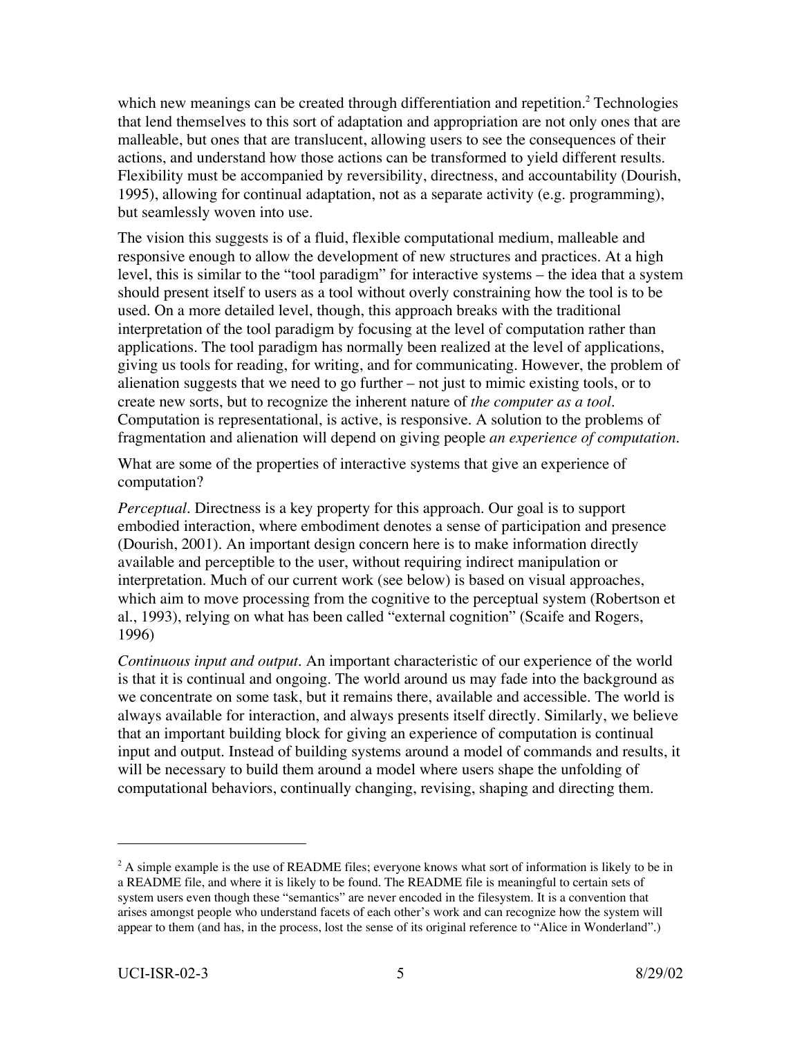which new meanings can be created through differentiation and repetition.[2] Technologies that lend themselves to this sort of adaptation and appropriation are not only ones that are malleable, but ones that are translucent, allowing users to see the consequences of their actions, and understand how those actions can be transformed to yield different results. Flexibility must be accompanied by reversibility, directness, and accountability (Dourish, 1995), allowing for continual adaptation, not as a separate activity (e.g. programming), but seamlessly woven into use.

The vision this suggests is of a fluid, flexible computational medium, malleable and responsive enough to allow the development of new structures and practices. At a high level, this is similar to the "tool paradigm" for interactive systems – the idea that a system should present itself to users as a tool without overly constraining how the tool is to be used. On a more detailed level, though, this approach breaks with the traditional interpretation of the tool paradigm by focusing at the level of computation rather than applications. The tool paradigm has normally been realized at the level of applications, giving us tools for reading, for writing, and for communicating. However, the problem of alienation suggests that we need to go further – not just to mimic existing tools, or to create new sorts, but to recognize the inherent nature of *the computer as a tool*. Computation is representational, is active, is responsive. A solution to the problems of fragmentation and alienation will depend on giving people *an experience of computation*.

What are some of the properties of interactive systems that give an experience of computation?

*Perceptual*. Directness is a key property for this approach. Our goal is to support embodied interaction, where embodiment denotes a sense of participation and presence (Dourish, 2001). An important design concern here is to make information directly available and perceptible to the user, without requiring indirect manipulation or interpretation. Much of our current work (see below) is based on visual approaches, which aim to move processing from the cognitive to the perceptual system (Robertson et al., 1993), relying on what has been called "external cognition" (Scaife and Rogers, 1996)

*Continuous input and output*. An important characteristic of our experience of the world is that it is continual and ongoing. The world around us may fade into the background as we concentrate on some task, but it remains there, available and accessible. The world is always available for interaction, and always presents itself directly. Similarly, we believe that an important building block for giving an experience of computation is continual input and output. Instead of building systems around a model of commands and results, it will be necessary to build them around a model where users shape the unfolding of computational behaviors, continually changing, revising, shaping and directing them.

---

[2] A simple example is the use of README files; everyone knows what sort of information is likely to be in a README file, and where it is likely to be found. The README file is meaningful to certain sets of system users even though these "semantics" are never encoded in the filesystem. It is a convention that arises amongst people who understand facets of each other's work and can recognize how the system will appear to them (and has, in the process, lost the sense of its original reference to "Alice in Wonderland".)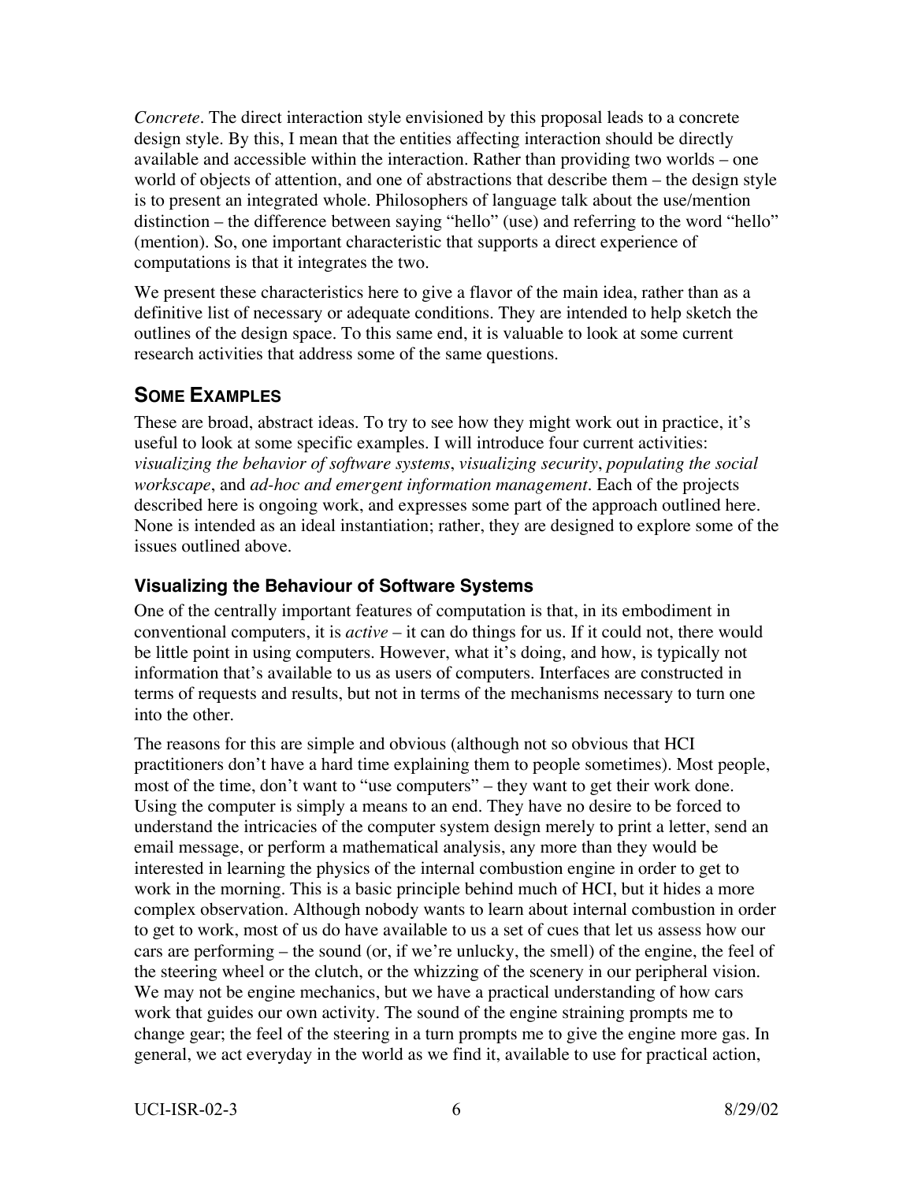*Concrete*. The direct interaction style envisioned by this proposal leads to a concrete design style. By this, I mean that the entities affecting interaction should be directly available and accessible within the interaction. Rather than providing two worlds – one world of objects of attention, and one of abstractions that describe them – the design style is to present an integrated whole. Philosophers of language talk about the use/mention distinction – the difference between saying "hello" (use) and referring to the word "hello" (mention). So, one important characteristic that supports a direct experience of computations is that it integrates the two.

We present these characteristics here to give a flavor of the main idea, rather than as a definitive list of necessary or adequate conditions. They are intended to help sketch the outlines of the design space. To this same end, it is valuable to look at some current research activities that address some of the same questions.

## SOME EXAMPLES

These are broad, abstract ideas. To try to see how they might work out in practice, it's useful to look at some specific examples. I will introduce four current activities: *visualizing the behavior of software systems*, *visualizing security*, *populating the social workscape*, and *ad-hoc and emergent information management*. Each of the projects described here is ongoing work, and expresses some part of the approach outlined here. None is intended as an ideal instantiation; rather, they are designed to explore some of the issues outlined above.

### Visualizing the Behaviour of Software Systems

One of the centrally important features of computation is that, in its embodiment in conventional computers, it is *active* – it can do things for us. If it could not, there would be little point in using computers. However, what it's doing, and how, is typically not information that's available to us as users of computers. Interfaces are constructed in terms of requests and results, but not in terms of the mechanisms necessary to turn one into the other.

The reasons for this are simple and obvious (although not so obvious that HCI practitioners don't have a hard time explaining them to people sometimes). Most people, most of the time, don't want to "use computers" – they want to get their work done. Using the computer is simply a means to an end. They have no desire to be forced to understand the intricacies of the computer system design merely to print a letter, send an email message, or perform a mathematical analysis, any more than they would be interested in learning the physics of the internal combustion engine in order to get to work in the morning. This is a basic principle behind much of HCI, but it hides a more complex observation. Although nobody wants to learn about internal combustion in order to get to work, most of us do have available to us a set of cues that let us assess how our cars are performing – the sound (or, if we're unlucky, the smell) of the engine, the feel of the steering wheel or the clutch, or the whizzing of the scenery in our peripheral vision. We may not be engine mechanics, but we have a practical understanding of how cars work that guides our own activity. The sound of the engine straining prompts me to change gear; the feel of the steering in a turn prompts me to give the engine more gas. In general, we act everyday in the world as we find it, available to use for practical action,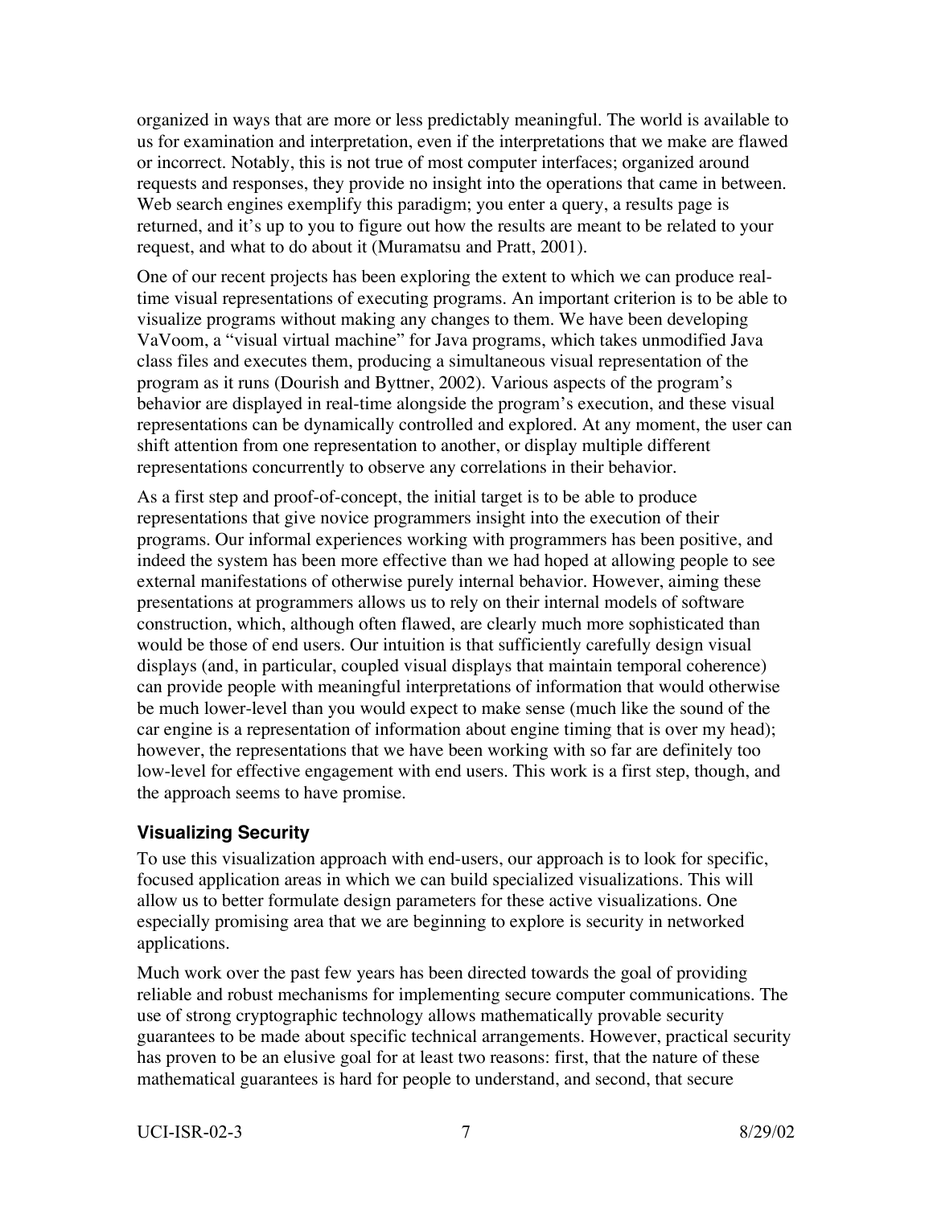organized in ways that are more or less predictably meaningful. The world is available to us for examination and interpretation, even if the interpretations that we make are flawed or incorrect. Notably, this is not true of most computer interfaces; organized around requests and responses, they provide no insight into the operations that came in between. Web search engines exemplify this paradigm; you enter a query, a results page is returned, and it's up to you to figure out how the results are meant to be related to your request, and what to do about it (Muramatsu and Pratt, 2001).

One of our recent projects has been exploring the extent to which we can produce real-time visual representations of executing programs. An important criterion is to be able to visualize programs without making any changes to them. We have been developing VaVoom, a "visual virtual machine" for Java programs, which takes unmodified Java class files and executes them, producing a simultaneous visual representation of the program as it runs (Dourish and Byttner, 2002). Various aspects of the program's behavior are displayed in real-time alongside the program's execution, and these visual representations can be dynamically controlled and explored. At any moment, the user can shift attention from one representation to another, or display multiple different representations concurrently to observe any correlations in their behavior.

As a first step and proof-of-concept, the initial target is to be able to produce representations that give novice programmers insight into the execution of their programs. Our informal experiences working with programmers has been positive, and indeed the system has been more effective than we had hoped at allowing people to see external manifestations of otherwise purely internal behavior. However, aiming these presentations at programmers allows us to rely on their internal models of software construction, which, although often flawed, are clearly much more sophisticated than would be those of end users. Our intuition is that sufficiently carefully design visual displays (and, in particular, coupled visual displays that maintain temporal coherence) can provide people with meaningful interpretations of information that would otherwise be much lower-level than you would expect to make sense (much like the sound of the car engine is a representation of information about engine timing that is over my head); however, the representations that we have been working with so far are definitely too low-level for effective engagement with end users. This work is a first step, though, and the approach seems to have promise.

### Visualizing Security

To use this visualization approach with end-users, our approach is to look for specific, focused application areas in which we can build specialized visualizations. This will allow us to better formulate design parameters for these active visualizations. One especially promising area that we are beginning to explore is security in networked applications.

Much work over the past few years has been directed towards the goal of providing reliable and robust mechanisms for implementing secure computer communications. The use of strong cryptographic technology allows mathematically provable security guarantees to be made about specific technical arrangements. However, practical security has proven to be an elusive goal for at least two reasons: first, that the nature of these mathematical guarantees is hard for people to understand, and second, that secure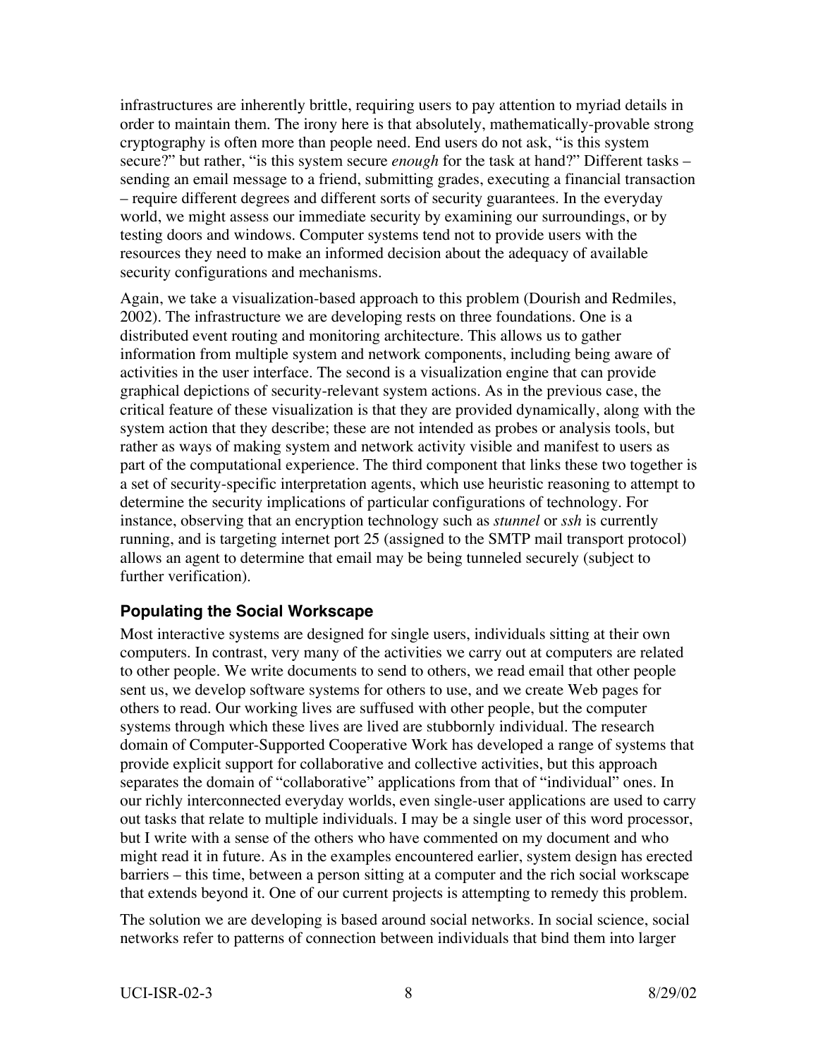infrastructures are inherently brittle, requiring users to pay attention to myriad details in order to maintain them. The irony here is that absolutely, mathematically-provable strong cryptography is often more than people need. End users do not ask, "is this system secure?" but rather, "is this system secure *enough* for the task at hand?" Different tasks – sending an email message to a friend, submitting grades, executing a financial transaction – require different degrees and different sorts of security guarantees. In the everyday world, we might assess our immediate security by examining our surroundings, or by testing doors and windows. Computer systems tend not to provide users with the resources they need to make an informed decision about the adequacy of available security configurations and mechanisms.

Again, we take a visualization-based approach to this problem (Dourish and Redmiles, 2002). The infrastructure we are developing rests on three foundations. One is a distributed event routing and monitoring architecture. This allows us to gather information from multiple system and network components, including being aware of activities in the user interface. The second is a visualization engine that can provide graphical depictions of security-relevant system actions. As in the previous case, the critical feature of these visualization is that they are provided dynamically, along with the system action that they describe; these are not intended as probes or analysis tools, but rather as ways of making system and network activity visible and manifest to users as part of the computational experience. The third component that links these two together is a set of security-specific interpretation agents, which use heuristic reasoning to attempt to determine the security implications of particular configurations of technology. For instance, observing that an encryption technology such as *stunnel* or *ssh* is currently running, and is targeting internet port 25 (assigned to the SMTP mail transport protocol) allows an agent to determine that email may be being tunneled securely (subject to further verification).

### Populating the Social Workscape

Most interactive systems are designed for single users, individuals sitting at their own computers. In contrast, very many of the activities we carry out at computers are related to other people. We write documents to send to others, we read email that other people sent us, we develop software systems for others to use, and we create Web pages for others to read. Our working lives are suffused with other people, but the computer systems through which these lives are lived are stubbornly individual. The research domain of Computer-Supported Cooperative Work has developed a range of systems that provide explicit support for collaborative and collective activities, but this approach separates the domain of "collaborative" applications from that of "individual" ones. In our richly interconnected everyday worlds, even single-user applications are used to carry out tasks that relate to multiple individuals. I may be a single user of this word processor, but I write with a sense of the others who have commented on my document and who might read it in future. As in the examples encountered earlier, system design has erected barriers – this time, between a person sitting at a computer and the rich social workscape that extends beyond it. One of our current projects is attempting to remedy this problem.

The solution we are developing is based around social networks. In social science, social networks refer to patterns of connection between individuals that bind them into larger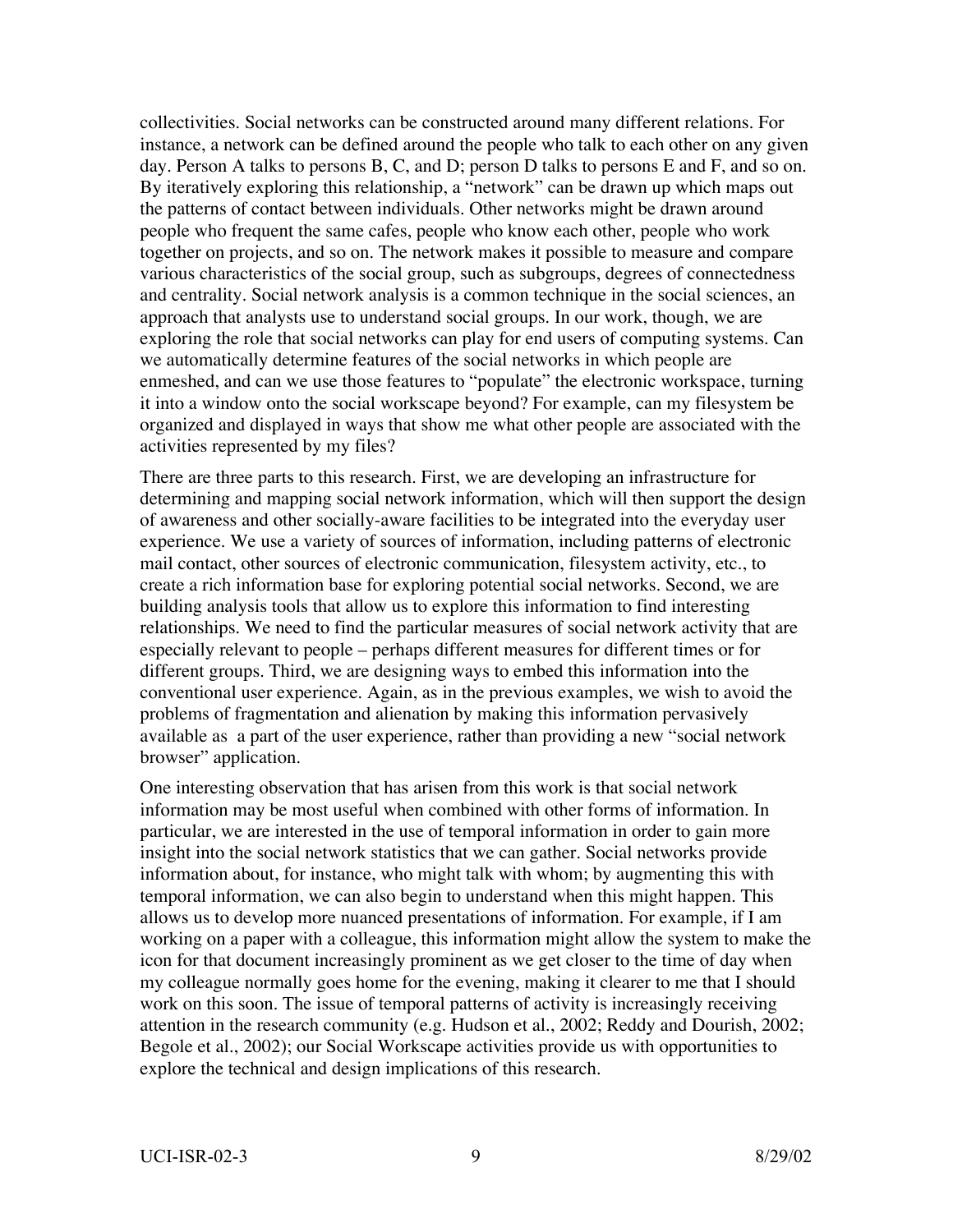collectivities. Social networks can be constructed around many different relations. For instance, a network can be defined around the people who talk to each other on any given day. Person A talks to persons B, C, and D; person D talks to persons E and F, and so on. By iteratively exploring this relationship, a "network" can be drawn up which maps out the patterns of contact between individuals. Other networks might be drawn around people who frequent the same cafes, people who know each other, people who work together on projects, and so on. The network makes it possible to measure and compare various characteristics of the social group, such as subgroups, degrees of connectedness and centrality. Social network analysis is a common technique in the social sciences, an approach that analysts use to understand social groups. In our work, though, we are exploring the role that social networks can play for end users of computing systems. Can we automatically determine features of the social networks in which people are enmeshed, and can we use those features to "populate" the electronic workspace, turning it into a window onto the social workscape beyond? For example, can my filesystem be organized and displayed in ways that show me what other people are associated with the activities represented by my files?

There are three parts to this research. First, we are developing an infrastructure for determining and mapping social network information, which will then support the design of awareness and other socially-aware facilities to be integrated into the everyday user experience. We use a variety of sources of information, including patterns of electronic mail contact, other sources of electronic communication, filesystem activity, etc., to create a rich information base for exploring potential social networks. Second, we are building analysis tools that allow us to explore this information to find interesting relationships. We need to find the particular measures of social network activity that are especially relevant to people – perhaps different measures for different times or for different groups. Third, we are designing ways to embed this information into the conventional user experience. Again, as in the previous examples, we wish to avoid the problems of fragmentation and alienation by making this information pervasively available as a part of the user experience, rather than providing a new "social network browser" application.

One interesting observation that has arisen from this work is that social network information may be most useful when combined with other forms of information. In particular, we are interested in the use of temporal information in order to gain more insight into the social network statistics that we can gather. Social networks provide information about, for instance, who might talk with whom; by augmenting this with temporal information, we can also begin to understand when this might happen. This allows us to develop more nuanced presentations of information. For example, if I am working on a paper with a colleague, this information might allow the system to make the icon for that document increasingly prominent as we get closer to the time of day when my colleague normally goes home for the evening, making it clearer to me that I should work on this soon. The issue of temporal patterns of activity is increasingly receiving attention in the research community (e.g. Hudson et al., 2002; Reddy and Dourish, 2002; Begole et al., 2002); our Social Workscape activities provide us with opportunities to explore the technical and design implications of this research.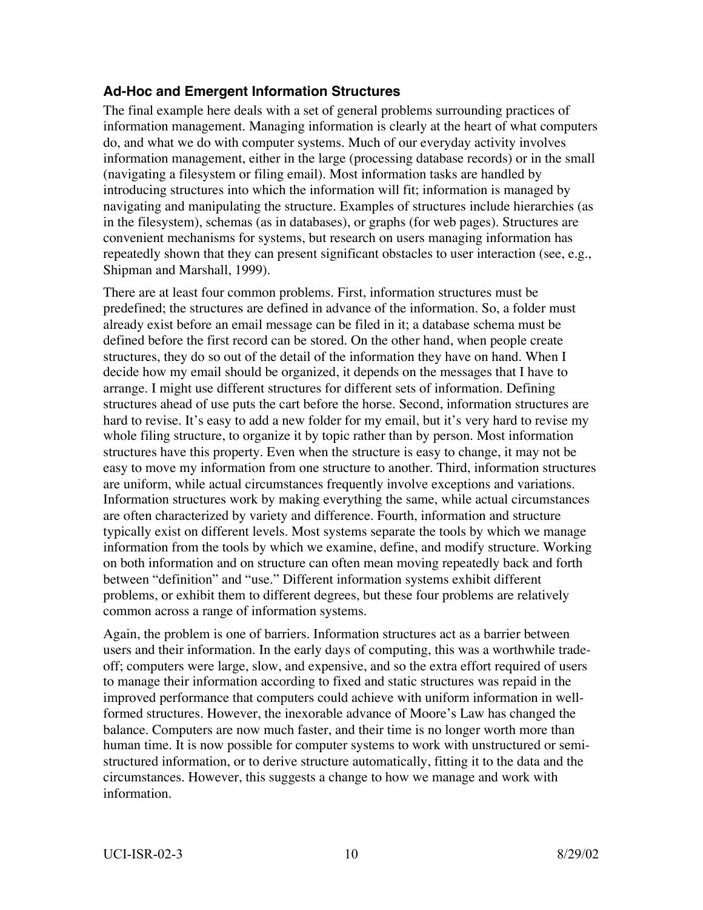### Ad-Hoc and Emergent Information Structures

The final example here deals with a set of general problems surrounding practices of information management. Managing information is clearly at the heart of what computers do, and what we do with computer systems. Much of our everyday activity involves information management, either in the large (processing database records) or in the small (navigating a filesystem or filing email). Most information tasks are handled by introducing structures into which the information will fit; information is managed by navigating and manipulating the structure. Examples of structures include hierarchies (as in the filesystem), schemas (as in databases), or graphs (for web pages). Structures are convenient mechanisms for systems, but research on users managing information has repeatedly shown that they can present significant obstacles to user interaction (see, e.g., Shipman and Marshall, 1999).

There are at least four common problems. First, information structures must be predefined; the structures are defined in advance of the information. So, a folder must already exist before an email message can be filed in it; a database schema must be defined before the first record can be stored. On the other hand, when people create structures, they do so out of the detail of the information they have on hand. When I decide how my email should be organized, it depends on the messages that I have to arrange. I might use different structures for different sets of information. Defining structures ahead of use puts the cart before the horse. Second, information structures are hard to revise. It's easy to add a new folder for my email, but it's very hard to revise my whole filing structure, to organize it by topic rather than by person. Most information structures have this property. Even when the structure is easy to change, it may not be easy to move my information from one structure to another. Third, information structures are uniform, while actual circumstances frequently involve exceptions and variations. Information structures work by making everything the same, while actual circumstances are often characterized by variety and difference. Fourth, information and structure typically exist on different levels. Most systems separate the tools by which we manage information from the tools by which we examine, define, and modify structure. Working on both information and on structure can often mean moving repeatedly back and forth between "definition" and "use." Different information systems exhibit different problems, or exhibit them to different degrees, but these four problems are relatively common across a range of information systems.

Again, the problem is one of barriers. Information structures act as a barrier between users and their information. In the early days of computing, this was a worthwhile trade-off; computers were large, slow, and expensive, and so the extra effort required of users to manage their information according to fixed and static structures was repaid in the improved performance that computers could achieve with uniform information in well-formed structures. However, the inexorable advance of Moore's Law has changed the balance. Computers are now much faster, and their time is no longer worth more than human time. It is now possible for computer systems to work with unstructured or semi-structured information, or to derive structure automatically, fitting it to the data and the circumstances. However, this suggests a change to how we manage and work with information.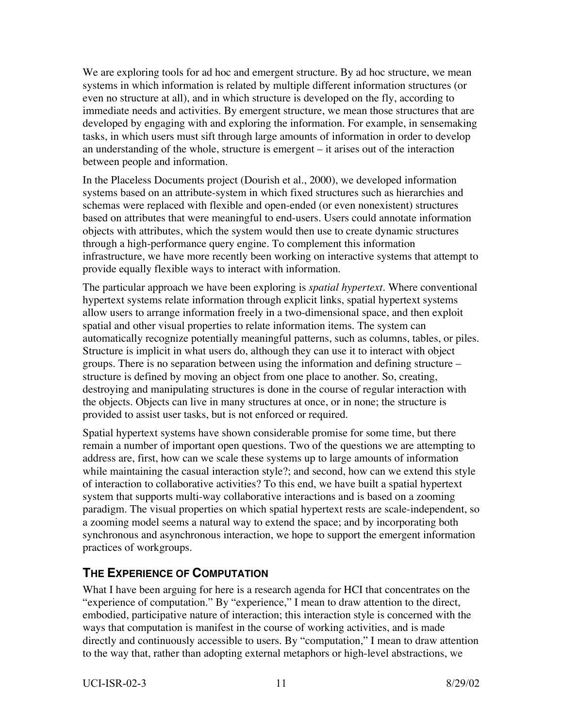We are exploring tools for ad hoc and emergent structure. By ad hoc structure, we mean systems in which information is related by multiple different information structures (or even no structure at all), and in which structure is developed on the fly, according to immediate needs and activities. By emergent structure, we mean those structures that are developed by engaging with and exploring the information. For example, in sensemaking tasks, in which users must sift through large amounts of information in order to develop an understanding of the whole, structure is emergent – it arises out of the interaction between people and information.

In the Placeless Documents project (Dourish et al., 2000), we developed information systems based on an attribute-system in which fixed structures such as hierarchies and schemas were replaced with flexible and open-ended (or even nonexistent) structures based on attributes that were meaningful to end-users. Users could annotate information objects with attributes, which the system would then use to create dynamic structures through a high-performance query engine. To complement this information infrastructure, we have more recently been working on interactive systems that attempt to provide equally flexible ways to interact with information.

The particular approach we have been exploring is *spatial hypertext*. Where conventional hypertext systems relate information through explicit links, spatial hypertext systems allow users to arrange information freely in a two-dimensional space, and then exploit spatial and other visual properties to relate information items. The system can automatically recognize potentially meaningful patterns, such as columns, tables, or piles. Structure is implicit in what users do, although they can use it to interact with object groups. There is no separation between using the information and defining structure – structure is defined by moving an object from one place to another. So, creating, destroying and manipulating structures is done in the course of regular interaction with the objects. Objects can live in many structures at once, or in none; the structure is provided to assist user tasks, but is not enforced or required.

Spatial hypertext systems have shown considerable promise for some time, but there remain a number of important open questions. Two of the questions we are attempting to address are, first, how can we scale these systems up to large amounts of information while maintaining the casual interaction style?; and second, how can we extend this style of interaction to collaborative activities? To this end, we have built a spatial hypertext system that supports multi-way collaborative interactions and is based on a zooming paradigm. The visual properties on which spatial hypertext rests are scale-independent, so a zooming model seems a natural way to extend the space; and by incorporating both synchronous and asynchronous interaction, we hope to support the emergent information practices of workgroups.

## The Experience of Computation

What I have been arguing for here is a research agenda for HCI that concentrates on the "experience of computation." By "experience," I mean to draw attention to the direct, embodied, participative nature of interaction; this interaction style is concerned with the ways that computation is manifest in the course of working activities, and is made directly and continuously accessible to users. By "computation," I mean to draw attention to the way that, rather than adopting external metaphors or high-level abstractions, we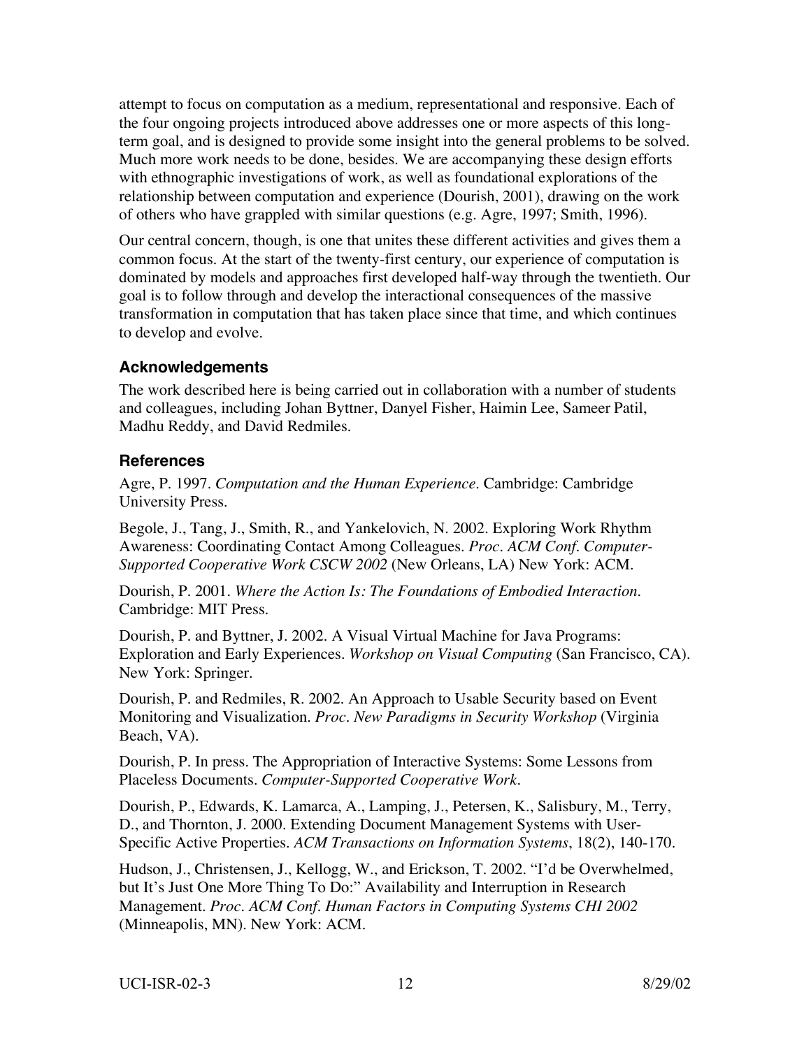attempt to focus on computation as a medium, representational and responsive. Each of the four ongoing projects introduced above addresses one or more aspects of this long-term goal, and is designed to provide some insight into the general problems to be solved. Much more work needs to be done, besides. We are accompanying these design efforts with ethnographic investigations of work, as well as foundational explorations of the relationship between computation and experience (Dourish, 2001), drawing on the work of others who have grappled with similar questions (e.g. Agre, 1997; Smith, 1996).

Our central concern, though, is one that unites these different activities and gives them a common focus. At the start of the twenty-first century, our experience of computation is dominated by models and approaches first developed half-way through the twentieth. Our goal is to follow through and develop the interactional consequences of the massive transformation in computation that has taken place since that time, and which continues to develop and evolve.

### Acknowledgements

The work described here is being carried out in collaboration with a number of students and colleagues, including Johan Byttner, Danyel Fisher, Haimin Lee, Sameer Patil, Madhu Reddy, and David Redmiles.

### References

Agre, P. 1997. *Computation and the Human Experience*. Cambridge: Cambridge University Press.

Begole, J., Tang, J., Smith, R., and Yankelovich, N. 2002. Exploring Work Rhythm Awareness: Coordinating Contact Among Colleagues. *Proc. ACM Conf. Computer-Supported Cooperative Work CSCW 2002* (New Orleans, LA) New York: ACM.

Dourish, P. 2001. *Where the Action Is: The Foundations of Embodied Interaction*. Cambridge: MIT Press.

Dourish, P. and Byttner, J. 2002. A Visual Virtual Machine for Java Programs: Exploration and Early Experiences. *Workshop on Visual Computing* (San Francisco, CA). New York: Springer.

Dourish, P. and Redmiles, R. 2002. An Approach to Usable Security based on Event Monitoring and Visualization. *Proc. New Paradigms in Security Workshop* (Virginia Beach, VA).

Dourish, P. In press. The Appropriation of Interactive Systems: Some Lessons from Placeless Documents. *Computer-Supported Cooperative Work*.

Dourish, P., Edwards, K. Lamarca, A., Lamping, J., Petersen, K., Salisbury, M., Terry, D., and Thornton, J. 2000. Extending Document Management Systems with User-Specific Active Properties. *ACM Transactions on Information Systems*, 18(2), 140-170.

Hudson, J., Christensen, J., Kellogg, W., and Erickson, T. 2002. "I'd be Overwhelmed, but It's Just One More Thing To Do:" Availability and Interruption in Research Management. *Proc. ACM Conf. Human Factors in Computing Systems CHI 2002* (Minneapolis, MN). New York: ACM.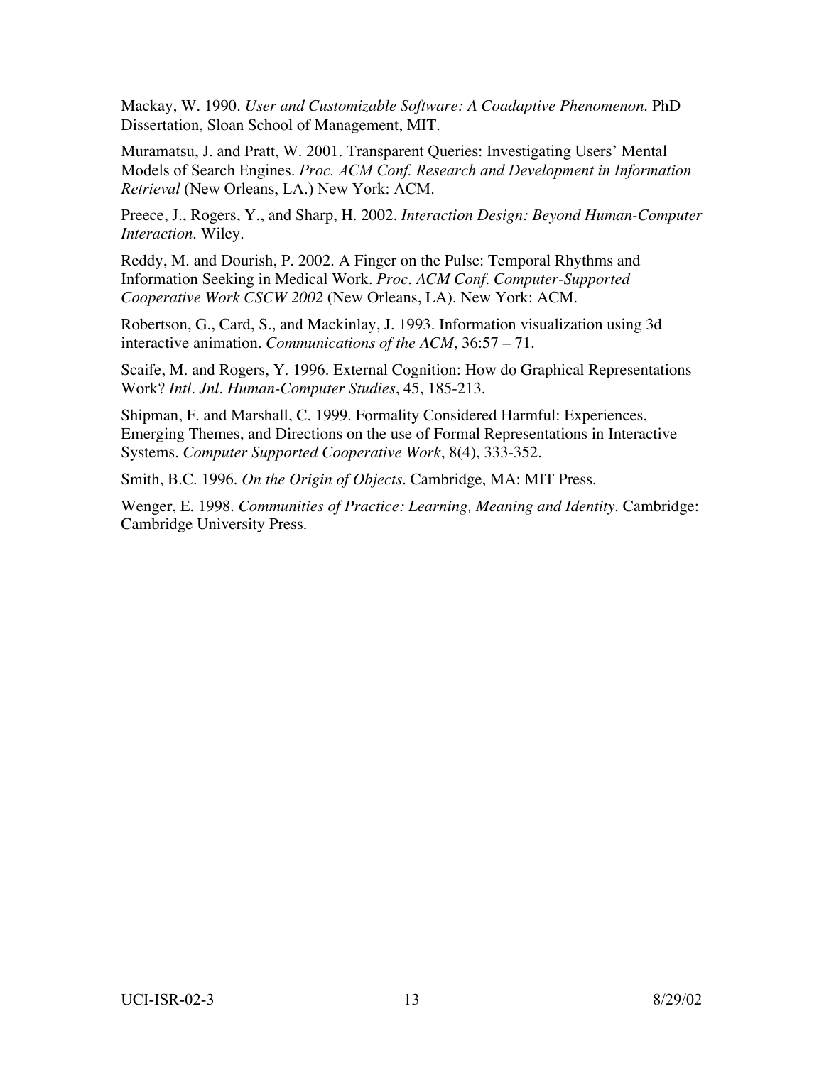Mackay, W. 1990. *User and Customizable Software: A Coadaptive Phenomenon*. PhD Dissertation, Sloan School of Management, MIT.

Muramatsu, J. and Pratt, W. 2001. Transparent Queries: Investigating Users' Mental Models of Search Engines. *Proc. ACM Conf. Research and Development in Information Retrieval* (New Orleans, LA.) New York: ACM.

Preece, J., Rogers, Y., and Sharp, H. 2002. *Interaction Design: Beyond Human-Computer Interaction*. Wiley.

Reddy, M. and Dourish, P. 2002. A Finger on the Pulse: Temporal Rhythms and Information Seeking in Medical Work. *Proc. ACM Conf. Computer-Supported Cooperative Work CSCW 2002* (New Orleans, LA). New York: ACM.

Robertson, G., Card, S., and Mackinlay, J. 1993. Information visualization using 3d interactive animation. *Communications of the ACM*, 36:57 – 71.

Scaife, M. and Rogers, Y. 1996. External Cognition: How do Graphical Representations Work? *Intl. Jnl. Human-Computer Studies*, 45, 185-213.

Shipman, F. and Marshall, C. 1999. Formality Considered Harmful: Experiences, Emerging Themes, and Directions on the use of Formal Representations in Interactive Systems. *Computer Supported Cooperative Work*, 8(4), 333-352.

Smith, B.C. 1996. *On the Origin of Objects*. Cambridge, MA: MIT Press.

Wenger, E. 1998. *Communities of Practice: Learning, Meaning and Identity*. Cambridge: Cambridge University Press.